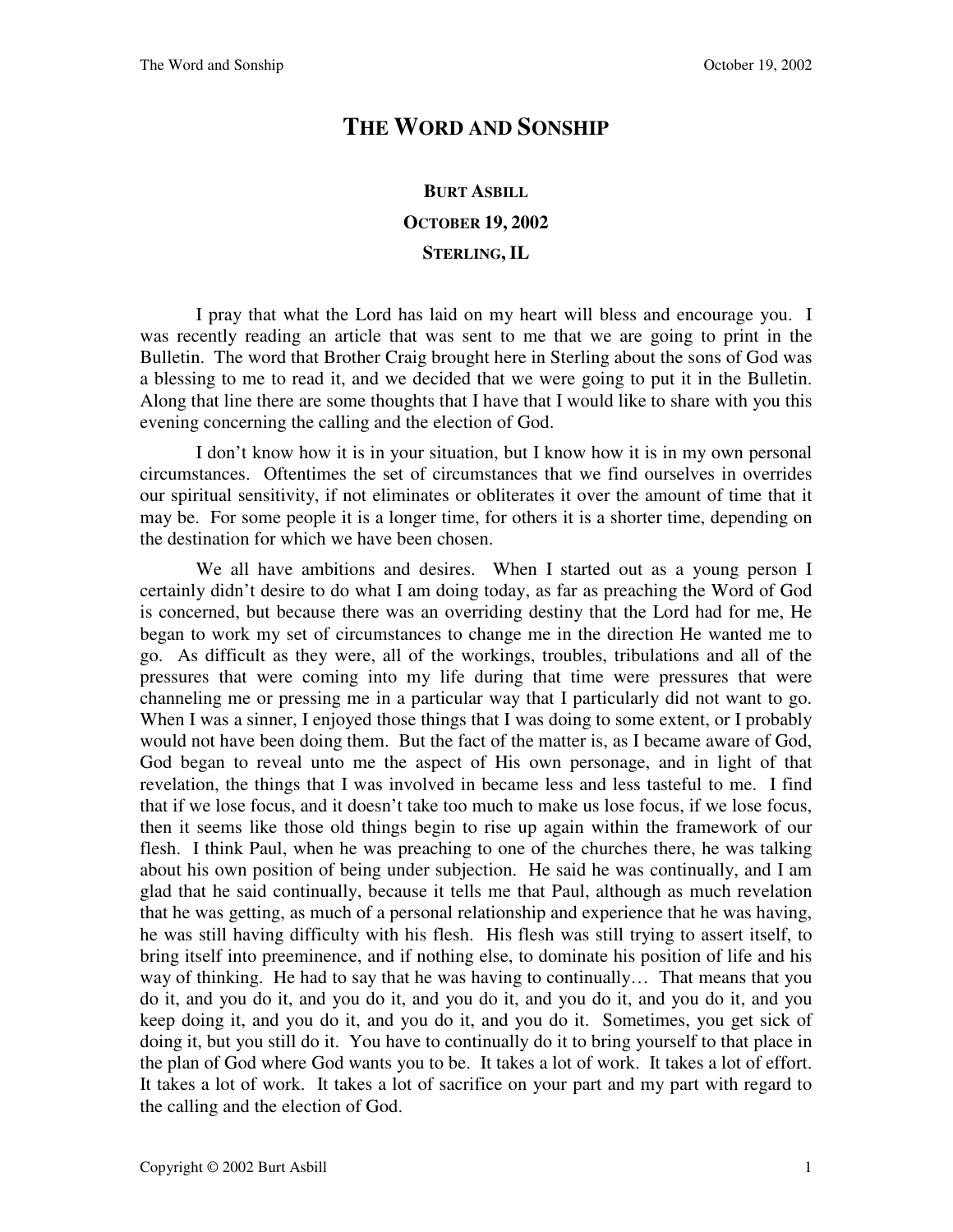# THE WORD AND SONSHIP

**BURT ASBILL**

**OCTOBER 19, 2002**

**STERLING, IL**

I pray that what the Lord has laid on my heart will bless and encourage you. I was recently reading an article that was sent to me that we are going to print in the Bulletin. The word that Brother Craig brought here in Sterling about the sons of God was a blessing to me to read it, and we decided that we were going to put it in the Bulletin. Along that line there are some thoughts that I have that I would like to share with you this evening concerning the calling and the election of God.

I don't know how it is in your situation, but I know how it is in my own personal circumstances. Oftentimes the set of circumstances that we find ourselves in overrides our spiritual sensitivity, if not eliminates or obliterates it over the amount of time that it may be. For some people it is a longer time, for others it is a shorter time, depending on the destination for which we have been chosen.

We all have ambitions and desires. When I started out as a young person I certainly didn't desire to do what I am doing today, as far as preaching the Word of God is concerned, but because there was an overriding destiny that the Lord had for me, He began to work my set of circumstances to change me in the direction He wanted me to go. As difficult as they were, all of the workings, troubles, tribulations and all of the pressures that were coming into my life during that time were pressures that were channeling me or pressing me in a particular way that I particularly did not want to go. When I was a sinner, I enjoyed those things that I was doing to some extent, or I probably would not have been doing them. But the fact of the matter is, as I became aware of God, God began to reveal unto me the aspect of His own personage, and in light of that revelation, the things that I was involved in became less and less tasteful to me. I find that if we lose focus, and it doesn't take too much to make us lose focus, if we lose focus, then it seems like those old things begin to rise up again within the framework of our flesh. I think Paul, when he was preaching to one of the churches there, he was talking about his own position of being under subjection. He said he was continually, and I am glad that he said continually, because it tells me that Paul, although as much revelation that he was getting, as much of a personal relationship and experience that he was having, he was still having difficulty with his flesh. His flesh was still trying to assert itself, to bring itself into preeminence, and if nothing else, to dominate his position of life and his way of thinking. He had to say that he was having to continually… That means that you do it, and you do it, and you do it, and you do it, and you do it, and you do it, and you keep doing it, and you do it, and you do it, and you do it. Sometimes, you get sick of doing it, but you still do it. You have to continually do it to bring yourself to that place in the plan of God where God wants you to be. It takes a lot of work. It takes a lot of effort. It takes a lot of work. It takes a lot of sacrifice on your part and my part with regard to the calling and the election of God.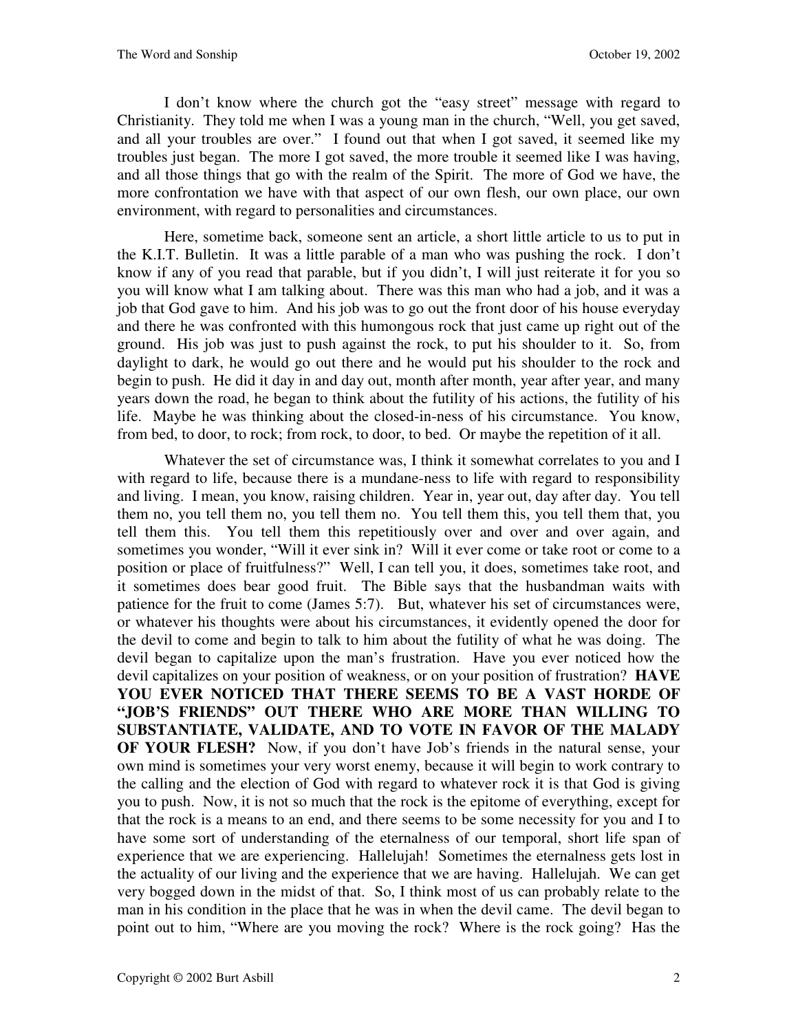I don't know where the church got the "easy street" message with regard to Christianity. They told me when I was a young man in the church, "Well, you get saved, and all your troubles are over." I found out that when I got saved, it seemed like my troubles just began. The more I got saved, the more trouble it seemed like I was having, and all those things that go with the realm of the Spirit. The more of God we have, the more confrontation we have with that aspect of our own flesh, our own place, our own environment, with regard to personalities and circumstances.

Here, sometime back, someone sent an article, a short little article to us to put in the K.I.T. Bulletin. It was a little parable of a man who was pushing the rock. I don't know if any of you read that parable, but if you didn't, I will just reiterate it for you so you will know what I am talking about. There was this man who had a job, and it was a job that God gave to him. And his job was to go out the front door of his house everyday and there he was confronted with this humongous rock that just came up right out of the ground. His job was just to push against the rock, to put his shoulder to it. So, from daylight to dark, he would go out there and he would put his shoulder to the rock and begin to push. He did it day in and day out, month after month, year after year, and many years down the road, he began to think about the futility of his actions, the futility of his life. Maybe he was thinking about the closed-in-ness of his circumstance. You know, from bed, to door, to rock; from rock, to door, to bed. Or maybe the repetition of it all.

Whatever the set of circumstance was, I think it somewhat correlates to you and I with regard to life, because there is a mundane-ness to life with regard to responsibility and living. I mean, you know, raising children. Year in, year out, day after day. You tell them no, you tell them no, you tell them no. You tell them this, you tell them that, you tell them this. You tell them this repetitiously over and over and over again, and sometimes you wonder, "Will it ever sink in? Will it ever come or take root or come to a position or place of fruitfulness?" Well, I can tell you, it does, sometimes take root, and it sometimes does bear good fruit. The Bible says that the husbandman waits with patience for the fruit to come (James 5:7). But, whatever his set of circumstances were, or whatever his thoughts were about his circumstances, it evidently opened the door for the devil to come and begin to talk to him about the futility of what he was doing. The devil began to capitalize upon the man's frustration. Have you ever noticed how the devil capitalizes on your position of weakness, or on your position of frustration? **HAVE YOU EVER NOTICED THAT THERE SEEMS TO BE A VAST HORDE OF "JOB'S FRIENDS" OUT THERE WHO ARE MORE THAN WILLING TO SUBSTANTIATE, VALIDATE, AND TO VOTE IN FAVOR OF THE MALADY OF YOUR FLESH?** Now, if you don't have Job's friends in the natural sense, your own mind is sometimes your very worst enemy, because it will begin to work contrary to the calling and the election of God with regard to whatever rock it is that God is giving you to push. Now, it is not so much that the rock is the epitome of everything, except for that the rock is a means to an end, and there seems to be some necessity for you and I to have some sort of understanding of the eternalness of our temporal, short life span of experience that we are experiencing. Hallelujah! Sometimes the eternalness gets lost in the actuality of our living and the experience that we are having. Hallelujah. We can get very bogged down in the midst of that. So, I think most of us can probably relate to the man in his condition in the place that he was in when the devil came. The devil began to point out to him, "Where are you moving the rock? Where is the rock going? Has the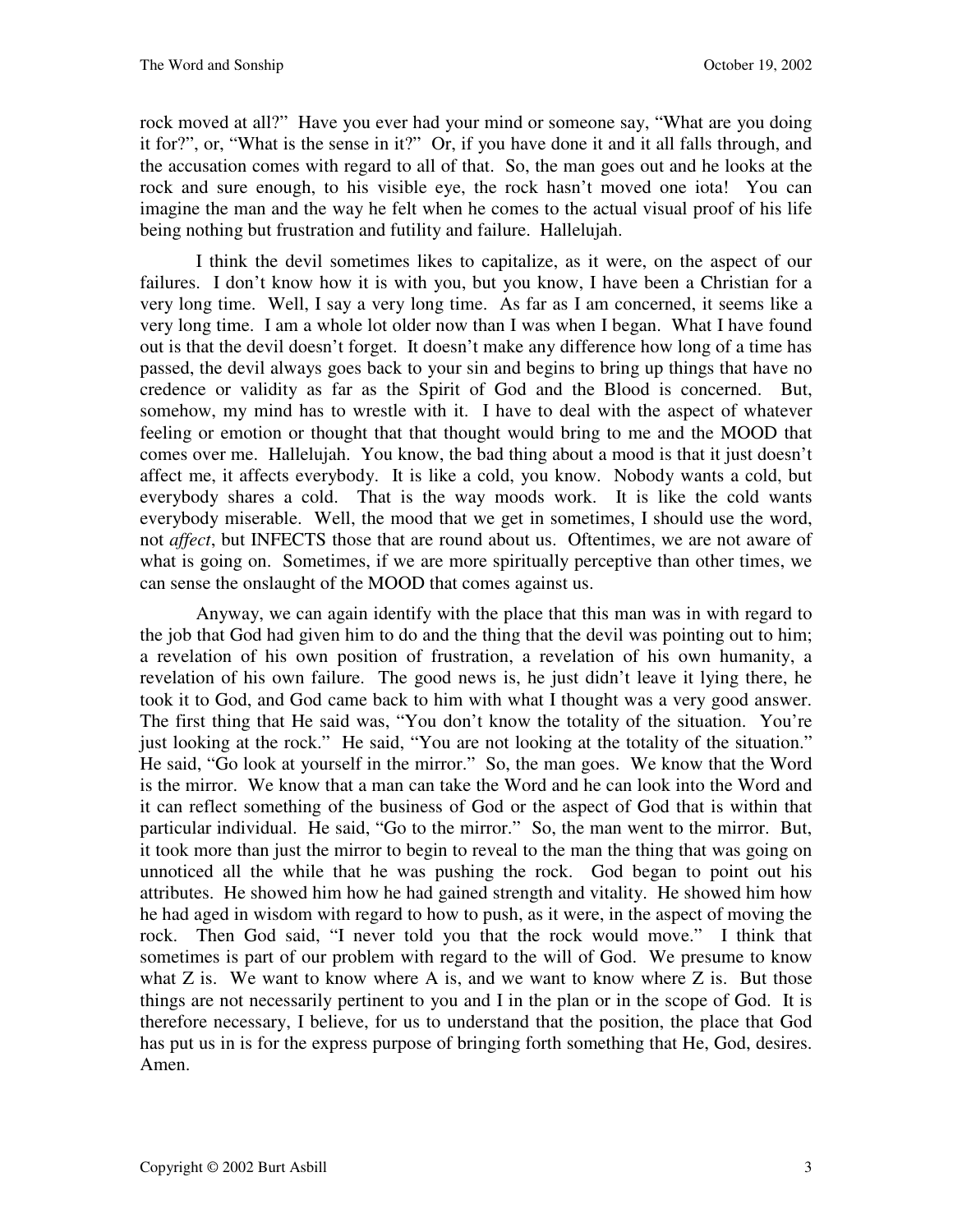rock moved at all?" Have you ever had your mind or someone say, "What are you doing it for?", or, "What is the sense in it?" Or, if you have done it and it all falls through, and the accusation comes with regard to all of that. So, the man goes out and he looks at the rock and sure enough, to his visible eye, the rock hasn't moved one iota! You can imagine the man and the way he felt when he comes to the actual visual proof of his life being nothing but frustration and futility and failure. Hallelujah.

I think the devil sometimes likes to capitalize, as it were, on the aspect of our failures. I don't know how it is with you, but you know, I have been a Christian for a very long time. Well, I say a very long time. As far as I am concerned, it seems like a very long time. I am a whole lot older now than I was when I began. What I have found out is that the devil doesn't forget. It doesn't make any difference how long of a time has passed, the devil always goes back to your sin and begins to bring up things that have no credence or validity as far as the Spirit of God and the Blood is concerned. But, somehow, my mind has to wrestle with it. I have to deal with the aspect of whatever feeling or emotion or thought that that thought would bring to me and the MOOD that comes over me. Hallelujah. You know, the bad thing about a mood is that it just doesn't affect me, it affects everybody. It is like a cold, you know. Nobody wants a cold, but everybody shares a cold. That is the way moods work. It is like the cold wants everybody miserable. Well, the mood that we get in sometimes, I should use the word, not *affect*, but INFECTS those that are round about us. Oftentimes, we are not aware of what is going on. Sometimes, if we are more spiritually perceptive than other times, we can sense the onslaught of the MOOD that comes against us.

Anyway, we can again identify with the place that this man was in with regard to the job that God had given him to do and the thing that the devil was pointing out to him; a revelation of his own position of frustration, a revelation of his own humanity, a revelation of his own failure. The good news is, he just didn't leave it lying there, he took it to God, and God came back to him with what I thought was a very good answer. The first thing that He said was, "You don't know the totality of the situation. You're just looking at the rock." He said, "You are not looking at the totality of the situation." He said, "Go look at yourself in the mirror." So, the man goes. We know that the Word is the mirror. We know that a man can take the Word and he can look into the Word and it can reflect something of the business of God or the aspect of God that is within that particular individual. He said, "Go to the mirror." So, the man went to the mirror. But, it took more than just the mirror to begin to reveal to the man the thing that was going on unnoticed all the while that he was pushing the rock. God began to point out his attributes. He showed him how he had gained strength and vitality. He showed him how he had aged in wisdom with regard to how to push, as it were, in the aspect of moving the rock. Then God said, "I never told you that the rock would move." I think that sometimes is part of our problem with regard to the will of God. We presume to know what Z is. We want to know where A is, and we want to know where Z is. But those things are not necessarily pertinent to you and I in the plan or in the scope of God. It is therefore necessary, I believe, for us to understand that the position, the place that God has put us in is for the express purpose of bringing forth something that He, God, desires. Amen.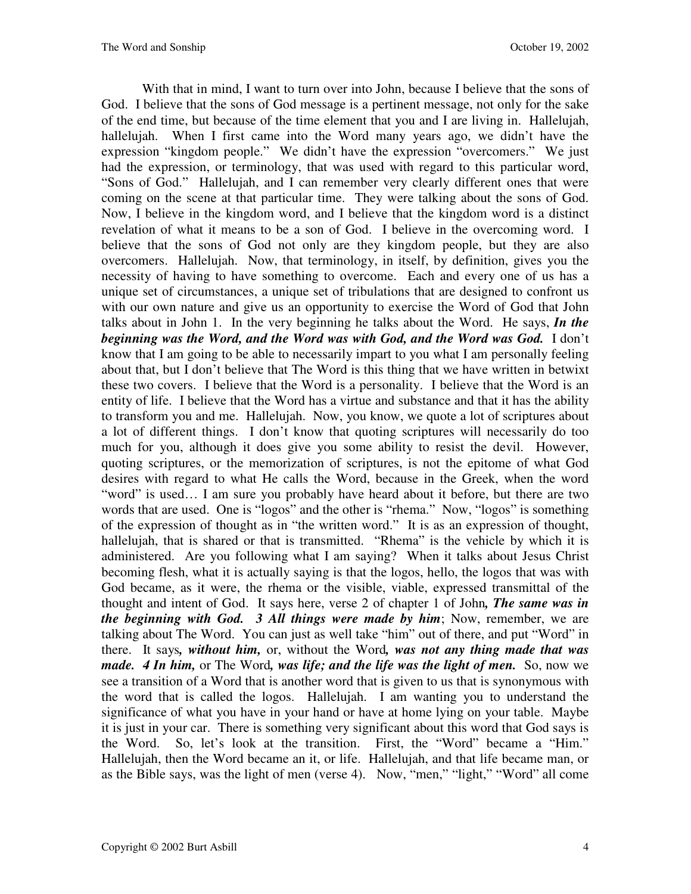With that in mind, I want to turn over into John, because I believe that the sons of God. I believe that the sons of God message is a pertinent message, not only for the sake of the end time, but because of the time element that you and I are living in. Hallelujah, hallelujah. When I first came into the Word many years ago, we didn't have the expression "kingdom people." We didn't have the expression "overcomers." We just had the expression, or terminology, that was used with regard to this particular word, "Sons of God." Hallelujah, and I can remember very clearly different ones that were coming on the scene at that particular time. They were talking about the sons of God. Now, I believe in the kingdom word, and I believe that the kingdom word is a distinct revelation of what it means to be a son of God. I believe in the overcoming word. I believe that the sons of God not only are they kingdom people, but they are also overcomers. Hallelujah. Now, that terminology, in itself, by definition, gives you the necessity of having to have something to overcome. Each and every one of us has a unique set of circumstances, a unique set of tribulations that are designed to confront us with our own nature and give us an opportunity to exercise the Word of God that John talks about in John 1. In the very beginning he talks about the Word. He says, ***In the beginning was the Word, and the Word was with God, and the Word was God.*** I don't know that I am going to be able to necessarily impart to you what I am personally feeling about that, but I don't believe that The Word is this thing that we have written in betwixt these two covers. I believe that the Word is a personality. I believe that the Word is an entity of life. I believe that the Word has a virtue and substance and that it has the ability to transform you and me. Hallelujah. Now, you know, we quote a lot of scriptures about a lot of different things. I don't know that quoting scriptures will necessarily do too much for you, although it does give you some ability to resist the devil. However, quoting scriptures, or the memorization of scriptures, is not the epitome of what God desires with regard to what He calls the Word, because in the Greek, when the word "word" is used… I am sure you probably have heard about it before, but there are two words that are used. One is "logos" and the other is "rhema." Now, "logos" is something of the expression of thought as in "the written word." It is as an expression of thought, hallelujah, that is shared or that is transmitted. "Rhema" is the vehicle by which it is administered. Are you following what I am saying? When it talks about Jesus Christ becoming flesh, what it is actually saying is that the logos, hello, the logos that was with God became, as it were, the rhema or the visible, viable, expressed transmittal of the thought and intent of God. It says here, verse 2 of chapter 1 of John***, The same was in the beginning with God. 3 All things were made by him***; Now, remember, we are talking about The Word. You can just as well take "him" out of there, and put "Word" in there. It says***, without him,*** or, without the Word***, was not any thing made that was made. 4 In him,*** or The Word***, was life; and the life was the light of men.*** So, now we see a transition of a Word that is another word that is given to us that is synonymous with the word that is called the logos. Hallelujah. I am wanting you to understand the significance of what you have in your hand or have at home lying on your table. Maybe it is just in your car. There is something very significant about this word that God says is the Word. So, let's look at the transition. First, the "Word" became a "Him." Hallelujah, then the Word became an it, or life. Hallelujah, and that life became man, or as the Bible says, was the light of men (verse 4). Now, "men," "light," "Word" all come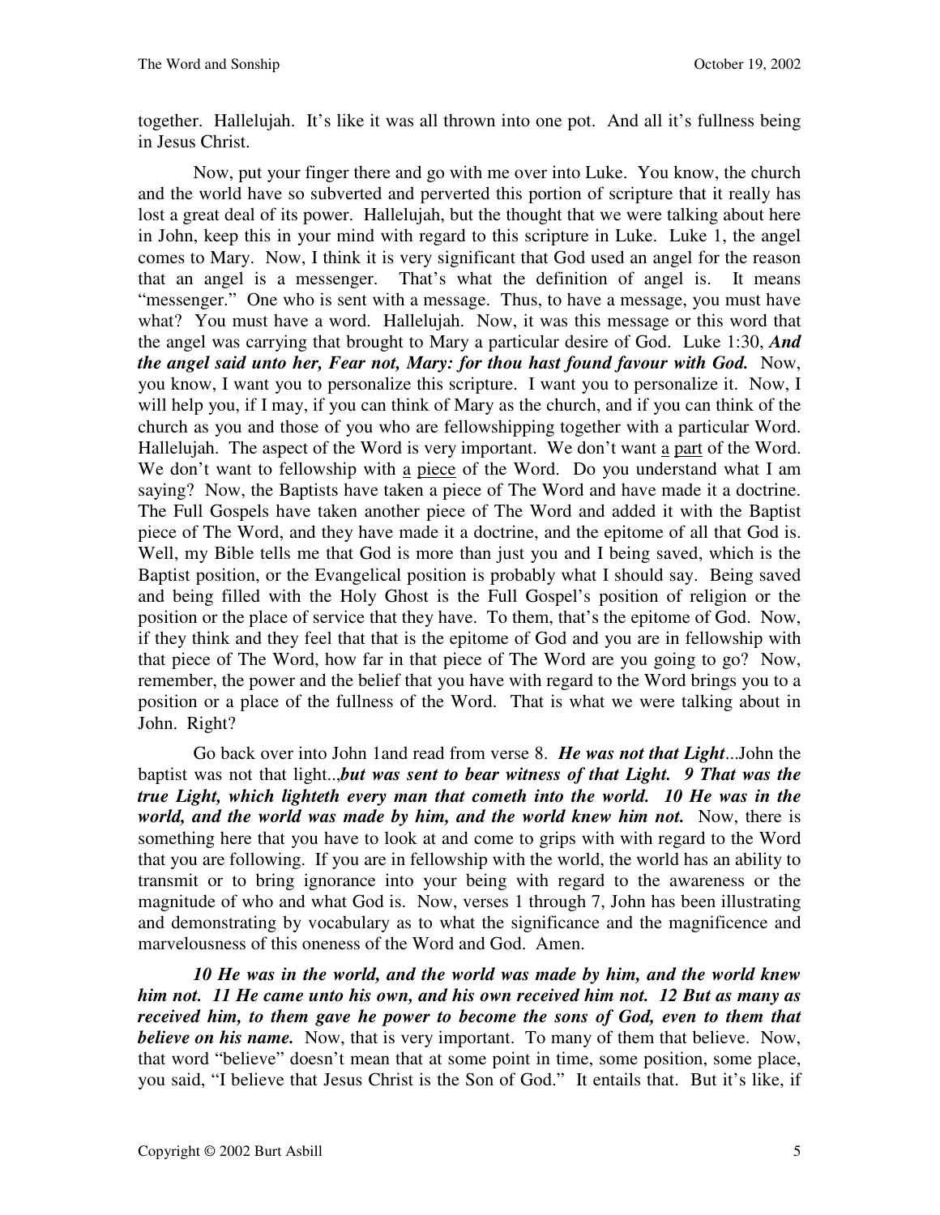together. Hallelujah. It's like it was all thrown into one pot. And all it's fullness being in Jesus Christ.

Now, put your finger there and go with me over into Luke. You know, the church and the world have so subverted and perverted this portion of scripture that it really has lost a great deal of its power. Hallelujah, but the thought that we were talking about here in John, keep this in your mind with regard to this scripture in Luke. Luke 1, the angel comes to Mary. Now, I think it is very significant that God used an angel for the reason that an angel is a messenger. That's what the definition of angel is. It means "messenger." One who is sent with a message. Thus, to have a message, you must have what? You must have a word. Hallelujah. Now, it was this message or this word that the angel was carrying that brought to Mary a particular desire of God. Luke 1:30, ***And the angel said unto her, Fear not, Mary: for thou hast found favour with God.*** Now, you know, I want you to personalize this scripture. I want you to personalize it. Now, I will help you, if I may, if you can think of Mary as the church, and if you can think of the church as you and those of you who are fellowshipping together with a particular Word. Hallelujah. The aspect of the Word is very important. We don't want <u>a part</u> of the Word. We don't want to fellowship with <u>a piece</u> of the Word. Do you understand what I am saying? Now, the Baptists have taken a piece of The Word and have made it a doctrine. The Full Gospels have taken another piece of The Word and added it with the Baptist piece of The Word, and they have made it a doctrine, and the epitome of all that God is. Well, my Bible tells me that God is more than just you and I being saved, which is the Baptist position, or the Evangelical position is probably what I should say. Being saved and being filled with the Holy Ghost is the Full Gospel's position of religion or the position or the place of service that they have. To them, that's the epitome of God. Now, if they think and they feel that that is the epitome of God and you are in fellowship with that piece of The Word, how far in that piece of The Word are you going to go? Now, remember, the power and the belief that you have with regard to the Word brings you to a position or a place of the fullness of the Word. That is what we were talking about in John. Right?

Go back over into John 1and read from verse 8. ***He was not that Light***...John the baptist was not that light...,***but was sent to bear witness of that Light. 9 That was the true Light, which lighteth every man that cometh into the world. 10 He was in the world, and the world was made by him, and the world knew him not.*** Now, there is something here that you have to look at and come to grips with with regard to the Word that you are following. If you are in fellowship with the world, the world has an ability to transmit or to bring ignorance into your being with regard to the awareness or the magnitude of who and what God is. Now, verses 1 through 7, John has been illustrating and demonstrating by vocabulary as to what the significance and the magnificence and marvelousness of this oneness of the Word and God. Amen.

***10 He was in the world, and the world was made by him, and the world knew him not. 11 He came unto his own, and his own received him not. 12 But as many as received him, to them gave he power to become the sons of God, even to them that believe on his name.*** Now, that is very important. To many of them that believe. Now, that word "believe" doesn't mean that at some point in time, some position, some place, you said, "I believe that Jesus Christ is the Son of God." It entails that. But it's like, if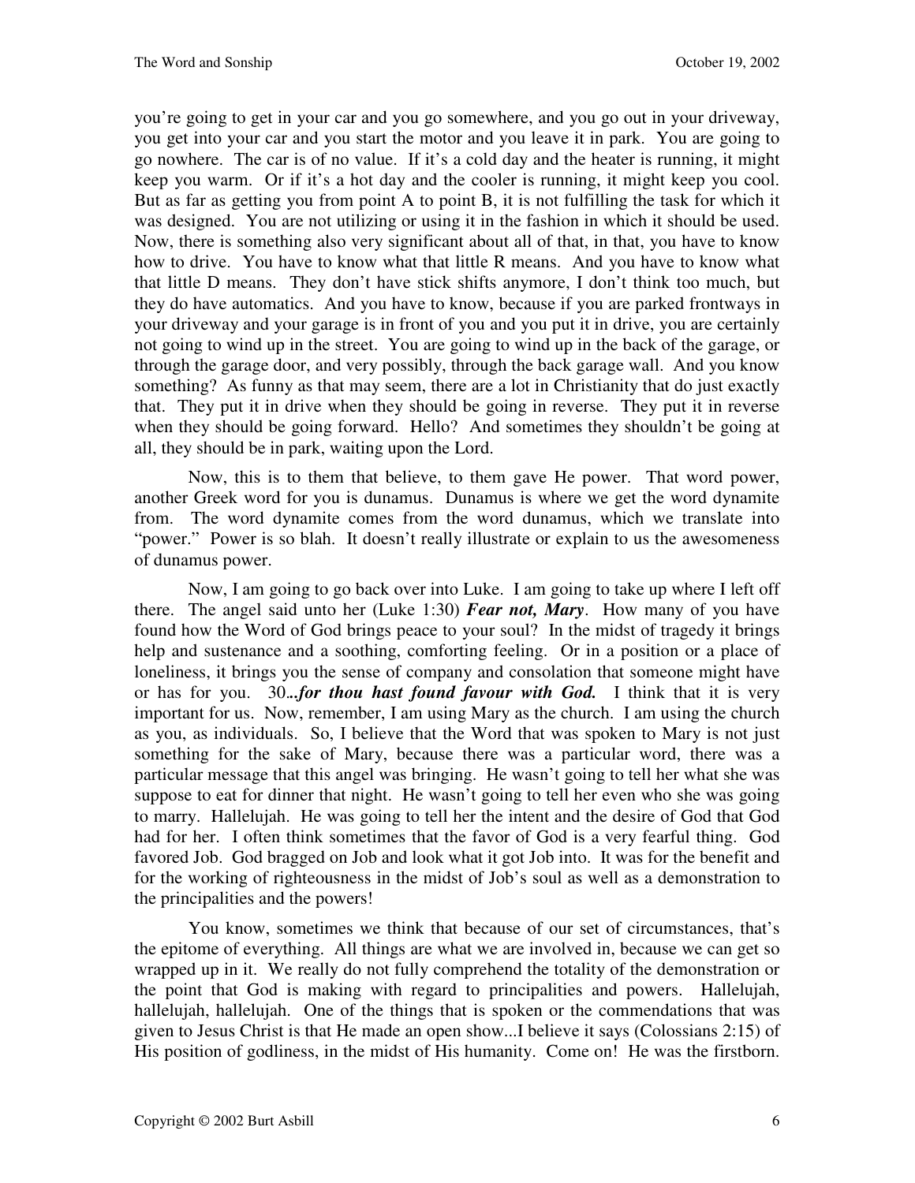you're going to get in your car and you go somewhere, and you go out in your driveway, you get into your car and you start the motor and you leave it in park. You are going to go nowhere. The car is of no value. If it's a cold day and the heater is running, it might keep you warm. Or if it's a hot day and the cooler is running, it might keep you cool. But as far as getting you from point A to point B, it is not fulfilling the task for which it was designed. You are not utilizing or using it in the fashion in which it should be used. Now, there is something also very significant about all of that, in that, you have to know how to drive. You have to know what that little R means. And you have to know what that little D means. They don't have stick shifts anymore, I don't think too much, but they do have automatics. And you have to know, because if you are parked frontways in your driveway and your garage is in front of you and you put it in drive, you are certainly not going to wind up in the street. You are going to wind up in the back of the garage, or through the garage door, and very possibly, through the back garage wall. And you know something? As funny as that may seem, there are a lot in Christianity that do just exactly that. They put it in drive when they should be going in reverse. They put it in reverse when they should be going forward. Hello? And sometimes they shouldn't be going at all, they should be in park, waiting upon the Lord.

Now, this is to them that believe, to them gave He power. That word power, another Greek word for you is dunamus. Dunamus is where we get the word dynamite from. The word dynamite comes from the word dunamus, which we translate into "power." Power is so blah. It doesn't really illustrate or explain to us the awesomeness of dunamus power.

Now, I am going to go back over into Luke. I am going to take up where I left off there. The angel said unto her (Luke 1:30) ***Fear not, Mary***. How many of you have found how the Word of God brings peace to your soul? In the midst of tragedy it brings help and sustenance and a soothing, comforting feeling. Or in a position or a place of loneliness, it brings you the sense of company and consolation that someone might have or has for you. 30***...for thou hast found favour with God.*** I think that it is very important for us. Now, remember, I am using Mary as the church. I am using the church as you, as individuals. So, I believe that the Word that was spoken to Mary is not just something for the sake of Mary, because there was a particular word, there was a particular message that this angel was bringing. He wasn't going to tell her what she was suppose to eat for dinner that night. He wasn't going to tell her even who she was going to marry. Hallelujah. He was going to tell her the intent and the desire of God that God had for her. I often think sometimes that the favor of God is a very fearful thing. God favored Job. God bragged on Job and look what it got Job into. It was for the benefit and for the working of righteousness in the midst of Job's soul as well as a demonstration to the principalities and the powers!

You know, sometimes we think that because of our set of circumstances, that's the epitome of everything. All things are what we are involved in, because we can get so wrapped up in it. We really do not fully comprehend the totality of the demonstration or the point that God is making with regard to principalities and powers. Hallelujah, hallelujah, hallelujah. One of the things that is spoken or the commendations that was given to Jesus Christ is that He made an open show...I believe it says (Colossians 2:15) of His position of godliness, in the midst of His humanity. Come on! He was the firstborn.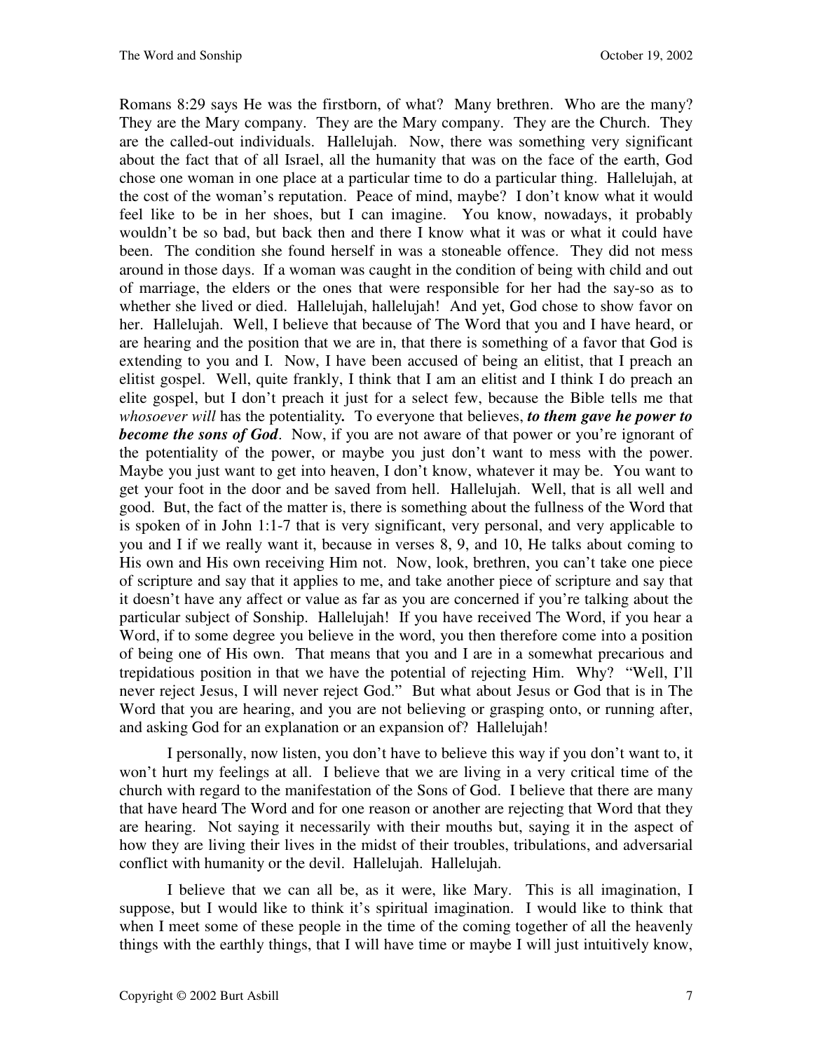Romans 8:29 says He was the firstborn, of what? Many brethren. Who are the many? They are the Mary company. They are the Mary company. They are the Church. They are the called-out individuals. Hallelujah. Now, there was something very significant about the fact that of all Israel, all the humanity that was on the face of the earth, God chose one woman in one place at a particular time to do a particular thing. Hallelujah, at the cost of the woman's reputation. Peace of mind, maybe? I don't know what it would feel like to be in her shoes, but I can imagine. You know, nowadays, it probably wouldn't be so bad, but back then and there I know what it was or what it could have been. The condition she found herself in was a stoneable offence. They did not mess around in those days. If a woman was caught in the condition of being with child and out of marriage, the elders or the ones that were responsible for her had the say-so as to whether she lived or died. Hallelujah, hallelujah! And yet, God chose to show favor on her. Hallelujah. Well, I believe that because of The Word that you and I have heard, or are hearing and the position that we are in, that there is something of a favor that God is extending to you and I. Now, I have been accused of being an elitist, that I preach an elitist gospel. Well, quite frankly, I think that I am an elitist and I think I do preach an elite gospel, but I don't preach it just for a select few, because the Bible tells me that *whosoever will* has the potentiality**.** To everyone that believes, ***to them gave he power to become the sons of God***. Now, if you are not aware of that power or you're ignorant of the potentiality of the power, or maybe you just don't want to mess with the power. Maybe you just want to get into heaven, I don't know, whatever it may be. You want to get your foot in the door and be saved from hell. Hallelujah. Well, that is all well and good. But, the fact of the matter is, there is something about the fullness of the Word that is spoken of in John 1:1-7 that is very significant, very personal, and very applicable to you and I if we really want it, because in verses 8, 9, and 10, He talks about coming to His own and His own receiving Him not. Now, look, brethren, you can't take one piece of scripture and say that it applies to me, and take another piece of scripture and say that it doesn't have any affect or value as far as you are concerned if you're talking about the particular subject of Sonship. Hallelujah! If you have received The Word, if you hear a Word, if to some degree you believe in the word, you then therefore come into a position of being one of His own. That means that you and I are in a somewhat precarious and trepidatious position in that we have the potential of rejecting Him. Why? "Well, I'll never reject Jesus, I will never reject God." But what about Jesus or God that is in The Word that you are hearing, and you are not believing or grasping onto, or running after, and asking God for an explanation or an expansion of? Hallelujah!

I personally, now listen, you don't have to believe this way if you don't want to, it won't hurt my feelings at all. I believe that we are living in a very critical time of the church with regard to the manifestation of the Sons of God. I believe that there are many that have heard The Word and for one reason or another are rejecting that Word that they are hearing. Not saying it necessarily with their mouths but, saying it in the aspect of how they are living their lives in the midst of their troubles, tribulations, and adversarial conflict with humanity or the devil. Hallelujah. Hallelujah.

I believe that we can all be, as it were, like Mary. This is all imagination, I suppose, but I would like to think it's spiritual imagination. I would like to think that when I meet some of these people in the time of the coming together of all the heavenly things with the earthly things, that I will have time or maybe I will just intuitively know,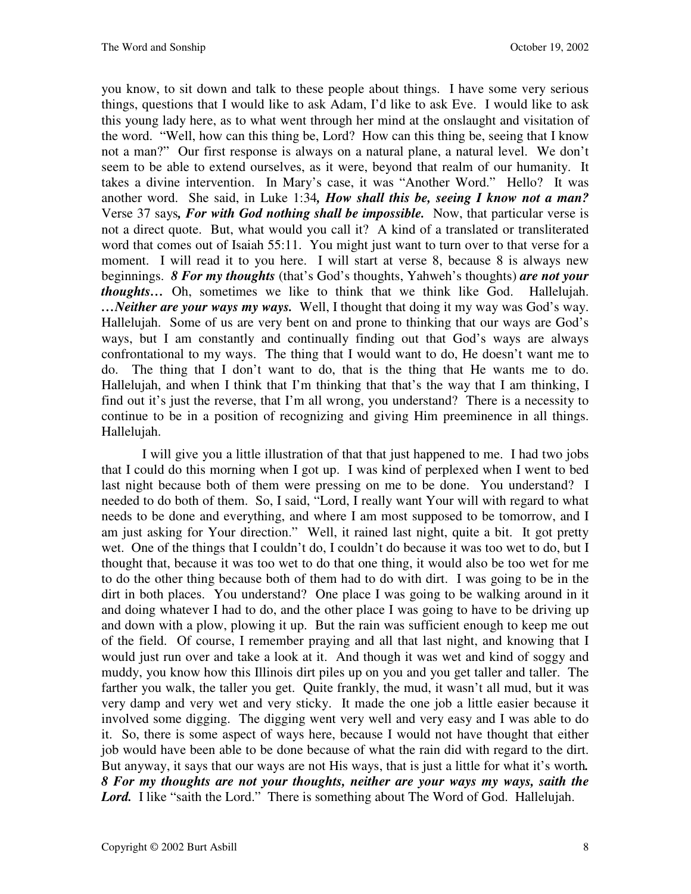you know, to sit down and talk to these people about things. I have some very serious things, questions that I would like to ask Adam, I'd like to ask Eve. I would like to ask this young lady here, as to what went through her mind at the onslaught and visitation of the word. "Well, how can this thing be, Lord? How can this thing be, seeing that I know not a man?" Our first response is always on a natural plane, a natural level. We don't seem to be able to extend ourselves, as it were, beyond that realm of our humanity. It takes a divine intervention. In Mary's case, it was "Another Word." Hello? It was another word. She said, in Luke 1:34***, How shall this be, seeing I know not a man?*** Verse 37 says***, For with God nothing shall be impossible.*** Now, that particular verse is not a direct quote. But, what would you call it? A kind of a translated or transliterated word that comes out of Isaiah 55:11. You might just want to turn over to that verse for a moment. I will read it to you here. I will start at verse 8, because 8 is always new beginnings. ***8 For my thoughts*** (that's God's thoughts, Yahweh's thoughts) ***are not your thoughts…*** Oh, sometimes we like to think that we think like God. Hallelujah. ***…Neither are your ways my ways.*** Well, I thought that doing it my way was God's way. Hallelujah. Some of us are very bent on and prone to thinking that our ways are God's ways, but I am constantly and continually finding out that God's ways are always confrontational to my ways. The thing that I would want to do, He doesn't want me to do. The thing that I don't want to do, that is the thing that He wants me to do. Hallelujah, and when I think that I'm thinking that that's the way that I am thinking, I find out it's just the reverse, that I'm all wrong, you understand? There is a necessity to continue to be in a position of recognizing and giving Him preeminence in all things. Hallelujah.

I will give you a little illustration of that that just happened to me. I had two jobs that I could do this morning when I got up. I was kind of perplexed when I went to bed last night because both of them were pressing on me to be done. You understand? I needed to do both of them. So, I said, "Lord, I really want Your will with regard to what needs to be done and everything, and where I am most supposed to be tomorrow, and I am just asking for Your direction." Well, it rained last night, quite a bit. It got pretty wet. One of the things that I couldn't do, I couldn't do because it was too wet to do, but I thought that, because it was too wet to do that one thing, it would also be too wet for me to do the other thing because both of them had to do with dirt. I was going to be in the dirt in both places. You understand? One place I was going to be walking around in it and doing whatever I had to do, and the other place I was going to have to be driving up and down with a plow, plowing it up. But the rain was sufficient enough to keep me out of the field. Of course, I remember praying and all that last night, and knowing that I would just run over and take a look at it. And though it was wet and kind of soggy and muddy, you know how this Illinois dirt piles up on you and you get taller and taller. The farther you walk, the taller you get. Quite frankly, the mud, it wasn't all mud, but it was very damp and very wet and very sticky. It made the one job a little easier because it involved some digging. The digging went very well and very easy and I was able to do it. So, there is some aspect of ways here, because I would not have thought that either job would have been able to be done because of what the rain did with regard to the dirt. But anyway, it says that our ways are not His ways, that is just a little for what it's worth***. 8 For my thoughts are not your thoughts, neither are your ways my ways, saith the Lord.*** I like "saith the Lord." There is something about The Word of God. Hallelujah.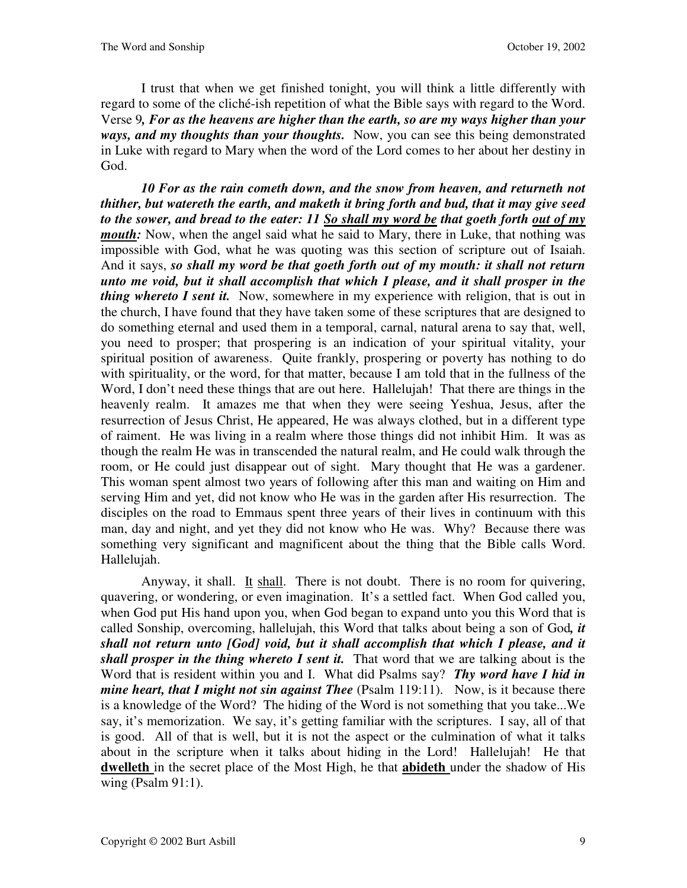I trust that when we get finished tonight, you will think a little differently with regard to some of the cliché-ish repetition of what the Bible says with regard to the Word. Verse 9***, For as the heavens are higher than the earth, so are my ways higher than your ways, and my thoughts than your thoughts.*** Now, you can see this being demonstrated in Luke with regard to Mary when the word of the Lord comes to her about her destiny in God.

***10 For as the rain cometh down, and the snow from heaven, and returneth not thither, but watereth the earth, and maketh it bring forth and bud, that it may give seed to the sower, and bread to the eater: 11 <u>So shall my word be</u> that goeth forth <u>out of my mouth</u>:*** Now, when the angel said what he said to Mary, there in Luke, that nothing was impossible with God, what he was quoting was this section of scripture out of Isaiah. And it says, ***so shall my word be that goeth forth out of my mouth: it shall not return unto me void, but it shall accomplish that which I please, and it shall prosper in the thing whereto I sent it.*** Now, somewhere in my experience with religion, that is out in the church, I have found that they have taken some of these scriptures that are designed to do something eternal and used them in a temporal, carnal, natural arena to say that, well, you need to prosper; that prospering is an indication of your spiritual vitality, your spiritual position of awareness. Quite frankly, prospering or poverty has nothing to do with spirituality, or the word, for that matter, because I am told that in the fullness of the Word, I don't need these things that are out here. Hallelujah! That there are things in the heavenly realm. It amazes me that when they were seeing Yeshua, Jesus, after the resurrection of Jesus Christ, He appeared, He was always clothed, but in a different type of raiment. He was living in a realm where those things did not inhibit Him. It was as though the realm He was in transcended the natural realm, and He could walk through the room, or He could just disappear out of sight. Mary thought that He was a gardener. This woman spent almost two years of following after this man and waiting on Him and serving Him and yet, did not know who He was in the garden after His resurrection. The disciples on the road to Emmaus spent three years of their lives in continuum with this man, day and night, and yet they did not know who He was. Why? Because there was something very significant and magnificent about the thing that the Bible calls Word. Hallelujah.

Anyway, it shall. <u>It shall</u>. There is not doubt. There is no room for quivering, quavering, or wondering, or even imagination. It's a settled fact. When God called you, when God put His hand upon you, when God began to expand unto you this Word that is called Sonship, overcoming, hallelujah, this Word that talks about being a son of God***, it shall not return unto [God] void, but it shall accomplish that which I please, and it shall prosper in the thing whereto I sent it.*** That word that we are talking about is the Word that is resident within you and I. What did Psalms say? ***Thy word have I hid in mine heart, that I might not sin against Thee*** (Psalm 119:11). Now, is it because there is a knowledge of the Word? The hiding of the Word is not something that you take...We say, it's memorization. We say, it's getting familiar with the scriptures. I say, all of that is good. All of that is well, but it is not the aspect or the culmination of what it talks about in the scripture when it talks about hiding in the Lord! Hallelujah! He that **<u>dwelleth</u>** in the secret place of the Most High, he that **<u>abideth</u>** under the shadow of His wing (Psalm 91:1).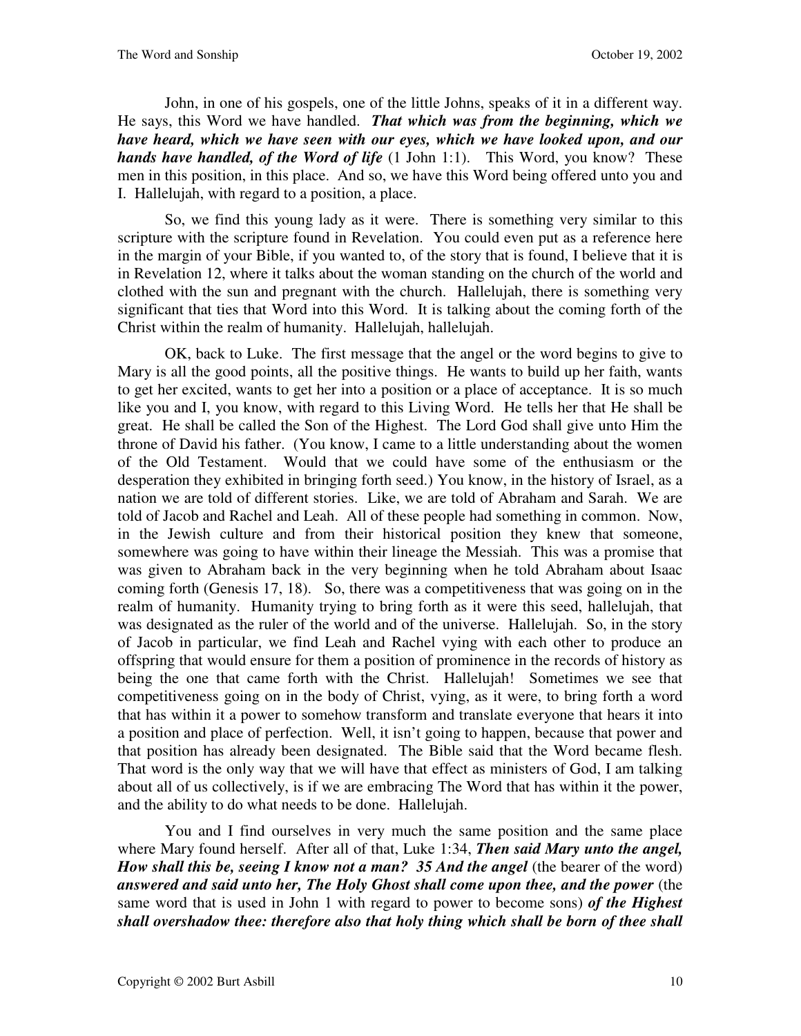John, in one of his gospels, one of the little Johns, speaks of it in a different way. He says, this Word we have handled. ***That which was from the beginning, which we have heard, which we have seen with our eyes, which we have looked upon, and our hands have handled, of the Word of life*** (1 John 1:1). This Word, you know? These men in this position, in this place. And so, we have this Word being offered unto you and I. Hallelujah, with regard to a position, a place.

So, we find this young lady as it were. There is something very similar to this scripture with the scripture found in Revelation. You could even put as a reference here in the margin of your Bible, if you wanted to, of the story that is found, I believe that it is in Revelation 12, where it talks about the woman standing on the church of the world and clothed with the sun and pregnant with the church. Hallelujah, there is something very significant that ties that Word into this Word. It is talking about the coming forth of the Christ within the realm of humanity. Hallelujah, hallelujah.

OK, back to Luke. The first message that the angel or the word begins to give to Mary is all the good points, all the positive things. He wants to build up her faith, wants to get her excited, wants to get her into a position or a place of acceptance. It is so much like you and I, you know, with regard to this Living Word. He tells her that He shall be great. He shall be called the Son of the Highest. The Lord God shall give unto Him the throne of David his father. (You know, I came to a little understanding about the women of the Old Testament. Would that we could have some of the enthusiasm or the desperation they exhibited in bringing forth seed.) You know, in the history of Israel, as a nation we are told of different stories. Like, we are told of Abraham and Sarah. We are told of Jacob and Rachel and Leah. All of these people had something in common. Now, in the Jewish culture and from their historical position they knew that someone, somewhere was going to have within their lineage the Messiah. This was a promise that was given to Abraham back in the very beginning when he told Abraham about Isaac coming forth (Genesis 17, 18). So, there was a competitiveness that was going on in the realm of humanity. Humanity trying to bring forth as it were this seed, hallelujah, that was designated as the ruler of the world and of the universe. Hallelujah. So, in the story of Jacob in particular, we find Leah and Rachel vying with each other to produce an offspring that would ensure for them a position of prominence in the records of history as being the one that came forth with the Christ. Hallelujah! Sometimes we see that competitiveness going on in the body of Christ, vying, as it were, to bring forth a word that has within it a power to somehow transform and translate everyone that hears it into a position and place of perfection. Well, it isn't going to happen, because that power and that position has already been designated. The Bible said that the Word became flesh. That word is the only way that we will have that effect as ministers of God, I am talking about all of us collectively, is if we are embracing The Word that has within it the power, and the ability to do what needs to be done. Hallelujah.

You and I find ourselves in very much the same position and the same place where Mary found herself. After all of that, Luke 1:34, ***Then said Mary unto the angel, How shall this be, seeing I know not a man? 35 And the angel*** (the bearer of the word) ***answered and said unto her, The Holy Ghost shall come upon thee, and the power*** (the same word that is used in John 1 with regard to power to become sons) ***of the Highest shall overshadow thee: therefore also that holy thing which shall be born of thee shall***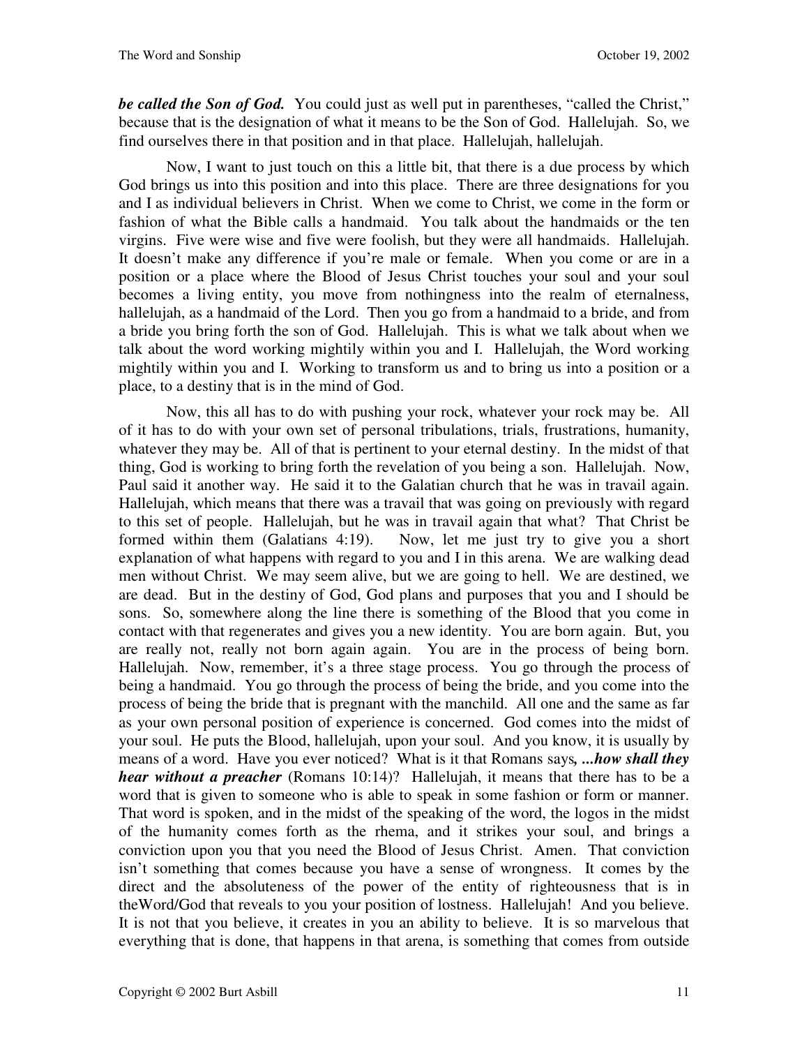***be called the Son of God.*** You could just as well put in parentheses, "called the Christ," because that is the designation of what it means to be the Son of God. Hallelujah. So, we find ourselves there in that position and in that place. Hallelujah, hallelujah.

Now, I want to just touch on this a little bit, that there is a due process by which God brings us into this position and into this place. There are three designations for you and I as individual believers in Christ. When we come to Christ, we come in the form or fashion of what the Bible calls a handmaid. You talk about the handmaids or the ten virgins. Five were wise and five were foolish, but they were all handmaids. Hallelujah. It doesn't make any difference if you're male or female. When you come or are in a position or a place where the Blood of Jesus Christ touches your soul and your soul becomes a living entity, you move from nothingness into the realm of eternalness, hallelujah, as a handmaid of the Lord. Then you go from a handmaid to a bride, and from a bride you bring forth the son of God. Hallelujah. This is what we talk about when we talk about the word working mightily within you and I. Hallelujah, the Word working mightily within you and I. Working to transform us and to bring us into a position or a place, to a destiny that is in the mind of God.

Now, this all has to do with pushing your rock, whatever your rock may be. All of it has to do with your own set of personal tribulations, trials, frustrations, humanity, whatever they may be. All of that is pertinent to your eternal destiny. In the midst of that thing, God is working to bring forth the revelation of you being a son. Hallelujah. Now, Paul said it another way. He said it to the Galatian church that he was in travail again. Hallelujah, which means that there was a travail that was going on previously with regard to this set of people. Hallelujah, but he was in travail again that what? That Christ be formed within them (Galatians 4:19). Now, let me just try to give you a short explanation of what happens with regard to you and I in this arena. We are walking dead men without Christ. We may seem alive, but we are going to hell. We are destined, we are dead. But in the destiny of God, God plans and purposes that you and I should be sons. So, somewhere along the line there is something of the Blood that you come in contact with that regenerates and gives you a new identity. You are born again. But, you are really not, really not born again again. You are in the process of being born. Hallelujah. Now, remember, it's a three stage process. You go through the process of being a handmaid. You go through the process of being the bride, and you come into the process of being the bride that is pregnant with the manchild. All one and the same as far as your own personal position of experience is concerned. God comes into the midst of your soul. He puts the Blood, hallelujah, upon your soul. And you know, it is usually by means of a word. Have you ever noticed? What is it that Romans says***, ...how shall they hear without a preacher*** (Romans 10:14)? Hallelujah, it means that there has to be a word that is given to someone who is able to speak in some fashion or form or manner. That word is spoken, and in the midst of the speaking of the word, the logos in the midst of the humanity comes forth as the rhema, and it strikes your soul, and brings a conviction upon you that you need the Blood of Jesus Christ. Amen. That conviction isn't something that comes because you have a sense of wrongness. It comes by the direct and the absoluteness of the power of the entity of righteousness that is in theWord/God that reveals to you your position of lostness. Hallelujah! And you believe. It is not that you believe, it creates in you an ability to believe. It is so marvelous that everything that is done, that happens in that arena, is something that comes from outside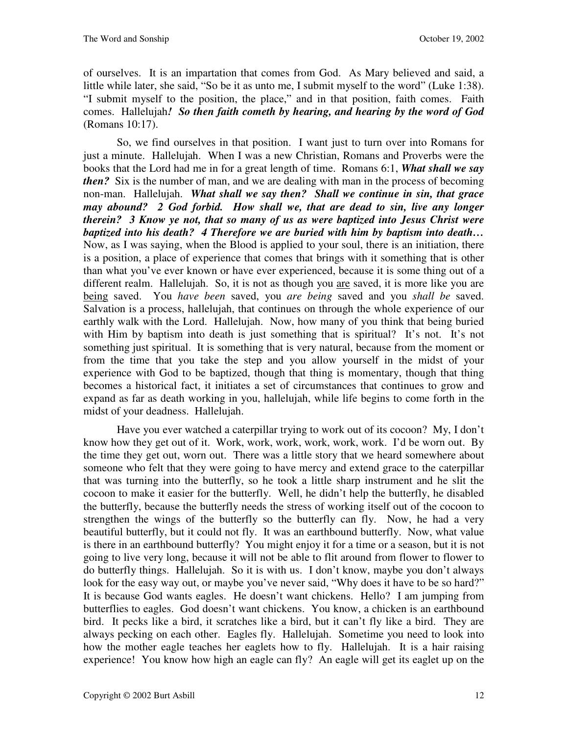of ourselves. It is an impartation that comes from God. As Mary believed and said, a little while later, she said, "So be it as unto me, I submit myself to the word" (Luke 1:38). "I submit myself to the position, the place," and in that position, faith comes. Faith comes. Hallelujah***!*** ***So then faith cometh by hearing, and hearing by the word of God*** (Romans 10:17).

So, we find ourselves in that position. I want just to turn over into Romans for just a minute. Hallelujah. When I was a new Christian, Romans and Proverbs were the books that the Lord had me in for a great length of time. Romans 6:1, ***What shall we say then?*** Six is the number of man, and we are dealing with man in the process of becoming non-man. Hallelujah. ***What shall we say then? Shall we continue in sin, that grace may abound? 2 God forbid. How shall we, that are dead to sin, live any longer therein? 3 Know ye not, that so many of us as were baptized into Jesus Christ were baptized into his death? 4 Therefore we are buried with him by baptism into death…*** Now, as I was saying, when the Blood is applied to your soul, there is an initiation, there is a position, a place of experience that comes that brings with it something that is other than what you've ever known or have ever experienced, because it is some thing out of a different realm. Hallelujah. So, it is not as though you <u>are</u> saved, it is more like you are <u>being</u> saved. You *have been* saved, you *are being* saved and you *shall be* saved. Salvation is a process, hallelujah, that continues on through the whole experience of our earthly walk with the Lord. Hallelujah. Now, how many of you think that being buried with Him by baptism into death is just something that is spiritual? It's not. It's not something just spiritual. It is something that is very natural, because from the moment or from the time that you take the step and you allow yourself in the midst of your experience with God to be baptized, though that thing is momentary, though that thing becomes a historical fact, it initiates a set of circumstances that continues to grow and expand as far as death working in you, hallelujah, while life begins to come forth in the midst of your deadness. Hallelujah.

Have you ever watched a caterpillar trying to work out of its cocoon? My, I don't know how they get out of it. Work, work, work, work, work, work. I'd be worn out. By the time they get out, worn out. There was a little story that we heard somewhere about someone who felt that they were going to have mercy and extend grace to the caterpillar that was turning into the butterfly, so he took a little sharp instrument and he slit the cocoon to make it easier for the butterfly. Well, he didn't help the butterfly, he disabled the butterfly, because the butterfly needs the stress of working itself out of the cocoon to strengthen the wings of the butterfly so the butterfly can fly. Now, he had a very beautiful butterfly, but it could not fly. It was an earthbound butterfly. Now, what value is there in an earthbound butterfly? You might enjoy it for a time or a season, but it is not going to live very long, because it will not be able to flit around from flower to flower to do butterfly things. Hallelujah. So it is with us. I don't know, maybe you don't always look for the easy way out, or maybe you've never said, "Why does it have to be so hard?" It is because God wants eagles. He doesn't want chickens. Hello? I am jumping from butterflies to eagles. God doesn't want chickens. You know, a chicken is an earthbound bird. It pecks like a bird, it scratches like a bird, but it can't fly like a bird. They are always pecking on each other. Eagles fly. Hallelujah. Sometime you need to look into how the mother eagle teaches her eaglets how to fly. Hallelujah. It is a hair raising experience! You know how high an eagle can fly? An eagle will get its eaglet up on the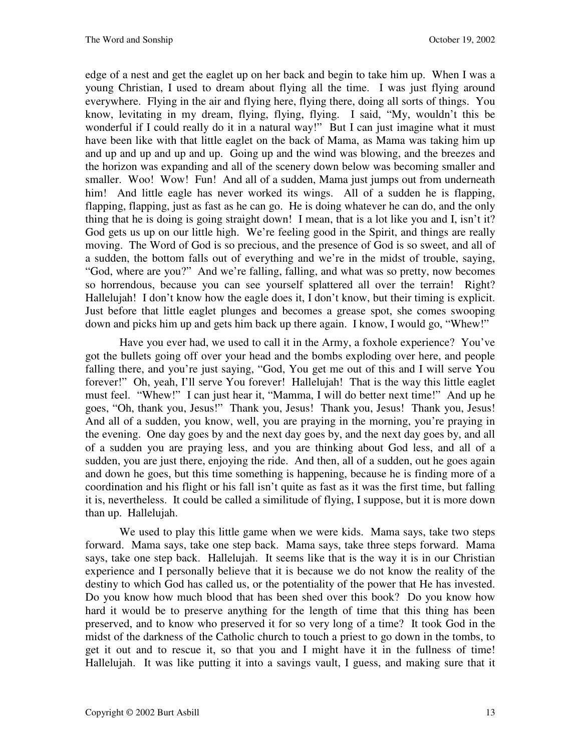edge of a nest and get the eaglet up on her back and begin to take him up. When I was a young Christian, I used to dream about flying all the time. I was just flying around everywhere. Flying in the air and flying here, flying there, doing all sorts of things. You know, levitating in my dream, flying, flying, flying. I said, "My, wouldn't this be wonderful if I could really do it in a natural way!" But I can just imagine what it must have been like with that little eaglet on the back of Mama, as Mama was taking him up and up and up and up and up. Going up and the wind was blowing, and the breezes and the horizon was expanding and all of the scenery down below was becoming smaller and smaller. Woo! Wow! Fun! And all of a sudden, Mama just jumps out from underneath him! And little eagle has never worked its wings. All of a sudden he is flapping, flapping, flapping, just as fast as he can go. He is doing whatever he can do, and the only thing that he is doing is going straight down! I mean, that is a lot like you and I, isn't it? God gets us up on our little high. We're feeling good in the Spirit, and things are really moving. The Word of God is so precious, and the presence of God is so sweet, and all of a sudden, the bottom falls out of everything and we're in the midst of trouble, saying, "God, where are you?" And we're falling, falling, and what was so pretty, now becomes so horrendous, because you can see yourself splattered all over the terrain! Right? Hallelujah! I don't know how the eagle does it, I don't know, but their timing is explicit. Just before that little eaglet plunges and becomes a grease spot, she comes swooping down and picks him up and gets him back up there again. I know, I would go, "Whew!"

Have you ever had, we used to call it in the Army, a foxhole experience? You've got the bullets going off over your head and the bombs exploding over here, and people falling there, and you're just saying, "God, You get me out of this and I will serve You forever!" Oh, yeah, I'll serve You forever! Hallelujah! That is the way this little eaglet must feel. "Whew!" I can just hear it, "Mamma, I will do better next time!" And up he goes, "Oh, thank you, Jesus!" Thank you, Jesus! Thank you, Jesus! Thank you, Jesus! And all of a sudden, you know, well, you are praying in the morning, you're praying in the evening. One day goes by and the next day goes by, and the next day goes by, and all of a sudden you are praying less, and you are thinking about God less, and all of a sudden, you are just there, enjoying the ride. And then, all of a sudden, out he goes again and down he goes, but this time something is happening, because he is finding more of a coordination and his flight or his fall isn't quite as fast as it was the first time, but falling it is, nevertheless. It could be called a similitude of flying, I suppose, but it is more down than up. Hallelujah.

We used to play this little game when we were kids. Mama says, take two steps forward. Mama says, take one step back. Mama says, take three steps forward. Mama says, take one step back. Hallelujah. It seems like that is the way it is in our Christian experience and I personally believe that it is because we do not know the reality of the destiny to which God has called us, or the potentiality of the power that He has invested. Do you know how much blood that has been shed over this book? Do you know how hard it would be to preserve anything for the length of time that this thing has been preserved, and to know who preserved it for so very long of a time? It took God in the midst of the darkness of the Catholic church to touch a priest to go down in the tombs, to get it out and to rescue it, so that you and I might have it in the fullness of time! Hallelujah. It was like putting it into a savings vault, I guess, and making sure that it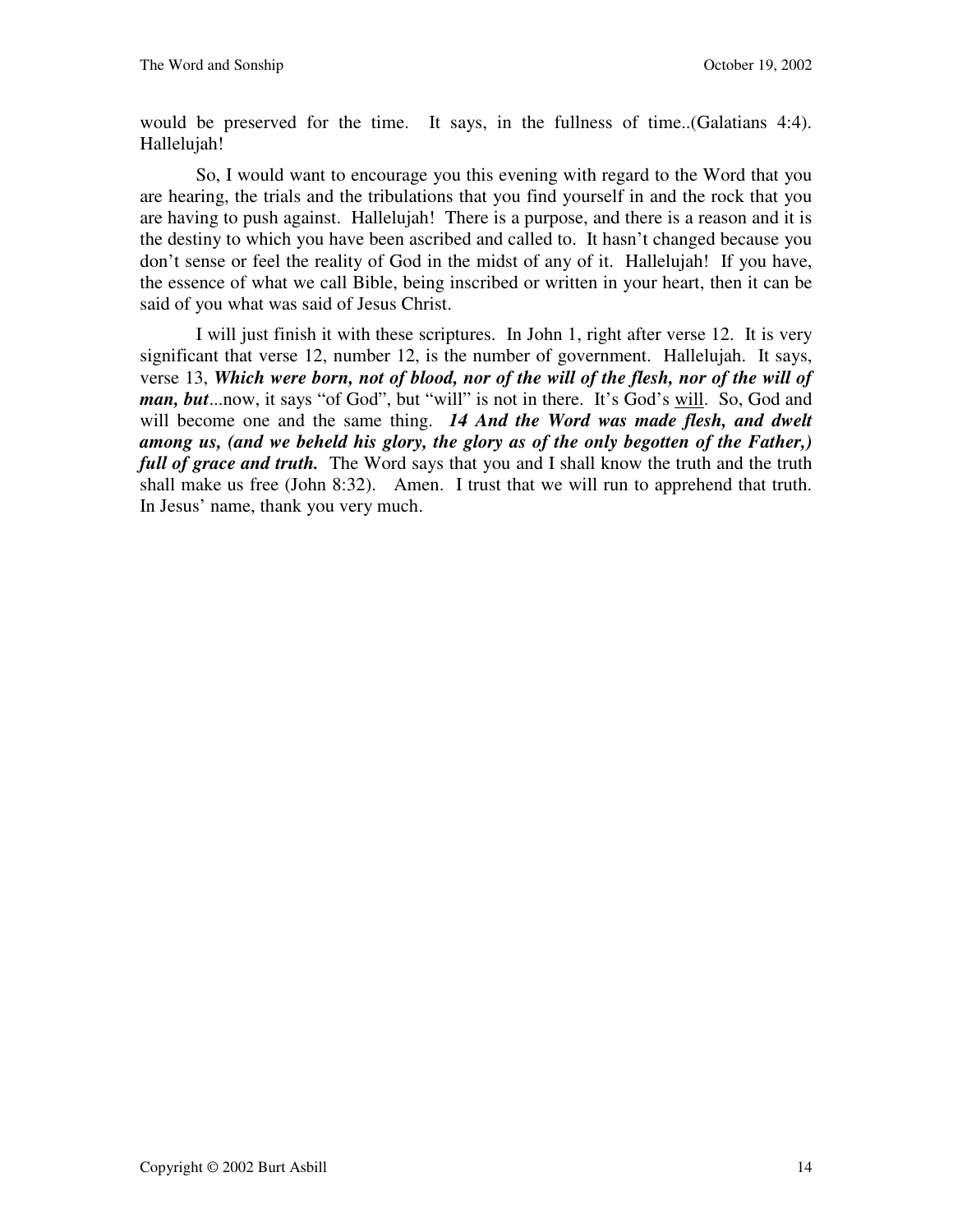would be preserved for the time. It says, in the fullness of time..(Galatians 4:4). Hallelujah!

So, I would want to encourage you this evening with regard to the Word that you are hearing, the trials and the tribulations that you find yourself in and the rock that you are having to push against. Hallelujah! There is a purpose, and there is a reason and it is the destiny to which you have been ascribed and called to. It hasn't changed because you don't sense or feel the reality of God in the midst of any of it. Hallelujah! If you have, the essence of what we call Bible, being inscribed or written in your heart, then it can be said of you what was said of Jesus Christ.

I will just finish it with these scriptures. In John 1, right after verse 12. It is very significant that verse 12, number 12, is the number of government. Hallelujah. It says, verse 13, ***Which were born, not of blood, nor of the will of the flesh, nor of the will of man, but***...now, it says "of God", but "will" is not in there. It's God's <u>will</u>. So, God and will become one and the same thing. ***14 And the Word was made flesh, and dwelt among us, (and we beheld his glory, the glory as of the only begotten of the Father,) full of grace and truth.*** The Word says that you and I shall know the truth and the truth shall make us free (John 8:32). Amen. I trust that we will run to apprehend that truth. In Jesus' name, thank you very much.